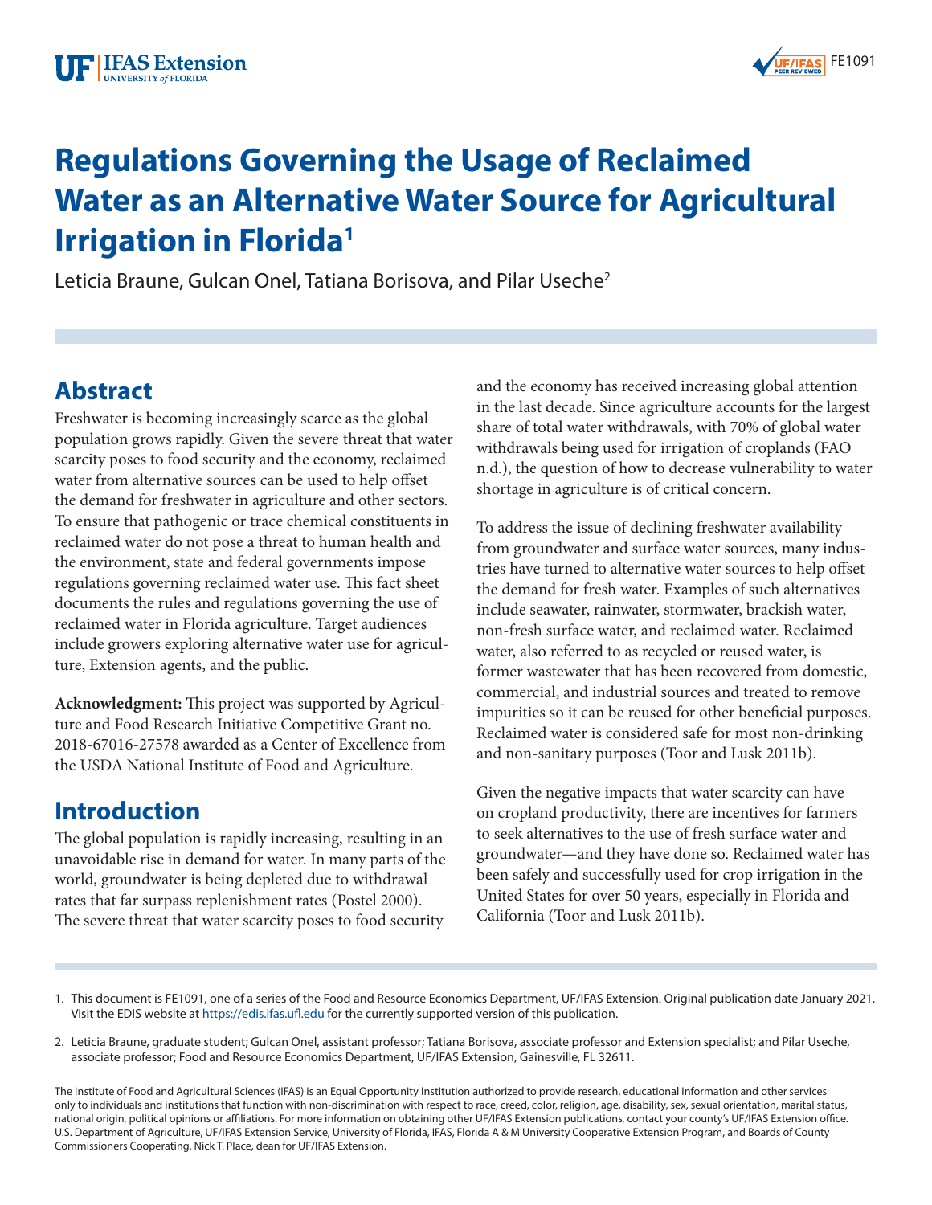# Regulations Governing the Usage of Reclaimed Water as an Alternative Water Source for Agricultural Irrigation in Florida[1]

Leticia Braune, Gulcan Onel, Tatiana Borisova, and Pilar Useche[2]

## Abstract

Freshwater is becoming increasingly scarce as the global population grows rapidly. Given the severe threat that water scarcity poses to food security and the economy, reclaimed water from alternative sources can be used to help offset the demand for freshwater in agriculture and other sectors. To ensure that pathogenic or trace chemical constituents in reclaimed water do not pose a threat to human health and the environment, state and federal governments impose regulations governing reclaimed water use. This fact sheet documents the rules and regulations governing the use of reclaimed water in Florida agriculture. Target audiences include growers exploring alternative water use for agriculture, Extension agents, and the public.

**Acknowledgment:** This project was supported by Agriculture and Food Research Initiative Competitive Grant no. 2018-67016-27578 awarded as a Center of Excellence from the USDA National Institute of Food and Agriculture.

## Introduction

The global population is rapidly increasing, resulting in an unavoidable rise in demand for water. In many parts of the world, groundwater is being depleted due to withdrawal rates that far surpass replenishment rates (Postel 2000). The severe threat that water scarcity poses to food security and the economy has received increasing global attention in the last decade. Since agriculture accounts for the largest share of total water withdrawals, with 70% of global water withdrawals being used for irrigation of croplands (FAO n.d.), the question of how to decrease vulnerability to water shortage in agriculture is of critical concern.

To address the issue of declining freshwater availability from groundwater and surface water sources, many industries have turned to alternative water sources to help offset the demand for fresh water. Examples of such alternatives include seawater, rainwater, stormwater, brackish water, non-fresh surface water, and reclaimed water. Reclaimed water, also referred to as recycled or reused water, is former wastewater that has been recovered from domestic, commercial, and industrial sources and treated to remove impurities so it can be reused for other beneficial purposes. Reclaimed water is considered safe for most non-drinking and non-sanitary purposes (Toor and Lusk 2011b).

Given the negative impacts that water scarcity can have on cropland productivity, there are incentives for farmers to seek alternatives to the use of fresh surface water and groundwater—and they have done so. Reclaimed water has been safely and successfully used for crop irrigation in the United States for over 50 years, especially in Florida and California (Toor and Lusk 2011b).

1. This document is FE1091, one of a series of the Food and Resource Economics Department, UF/IFAS Extension. Original publication date January 2021. Visit the EDIS website at https://edis.ifas.ufl.edu for the currently supported version of this publication.

2. Leticia Braune, graduate student; Gulcan Onel, assistant professor; Tatiana Borisova, associate professor and Extension specialist; and Pilar Useche, associate professor; Food and Resource Economics Department, UF/IFAS Extension, Gainesville, FL 32611.

The Institute of Food and Agricultural Sciences (IFAS) is an Equal Opportunity Institution authorized to provide research, educational information and other services only to individuals and institutions that function with non-discrimination with respect to race, creed, color, religion, age, disability, sex, sexual orientation, marital status, national origin, political opinions or affiliations. For more information on obtaining other UF/IFAS Extension publications, contact your county's UF/IFAS Extension office. U.S. Department of Agriculture, UF/IFAS Extension Service, University of Florida, IFAS, Florida A & M University Cooperative Extension Program, and Boards of County Commissioners Cooperating. Nick T. Place, dean for UF/IFAS Extension.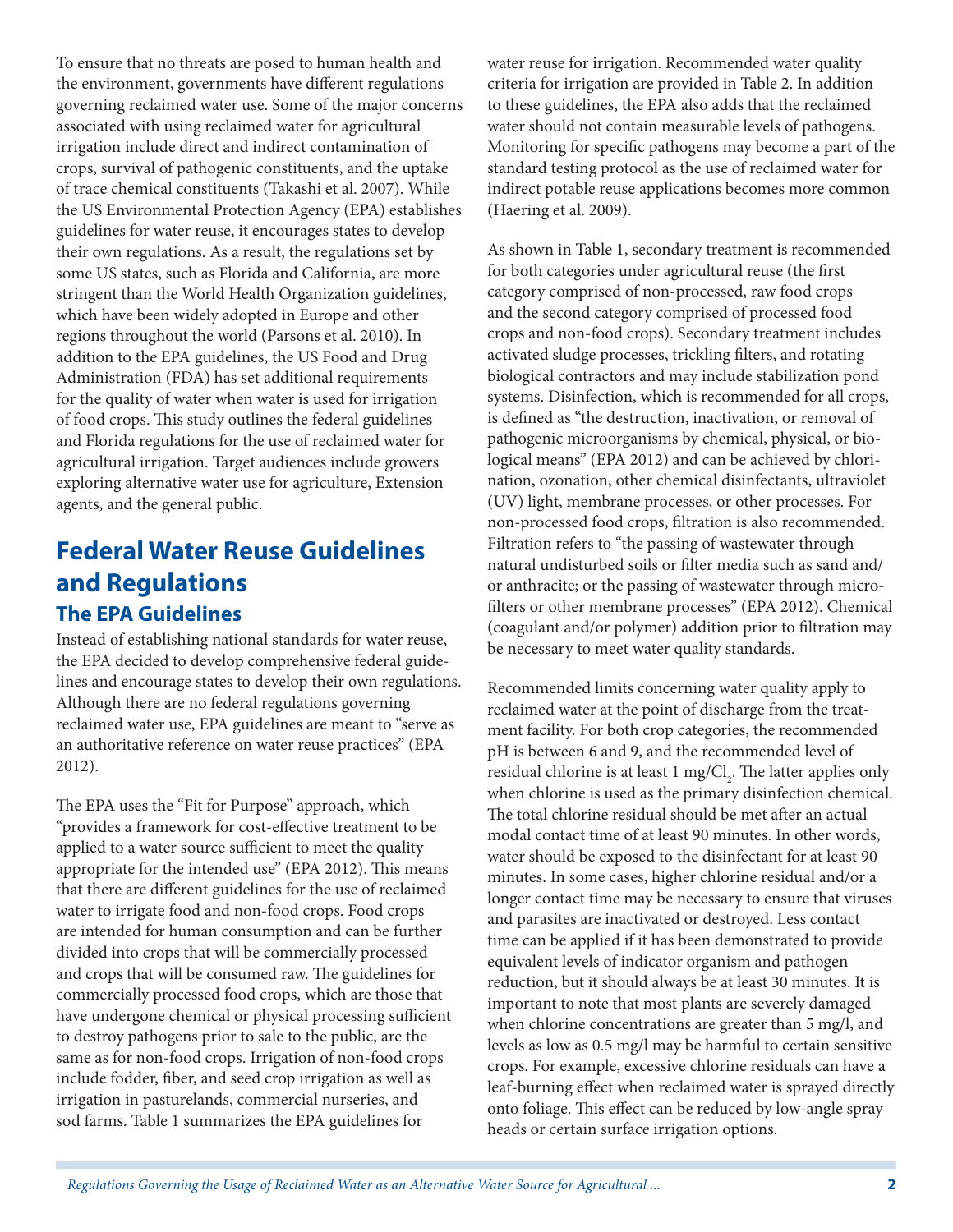To ensure that no threats are posed to human health and the environment, governments have different regulations governing reclaimed water use. Some of the major concerns associated with using reclaimed water for agricultural irrigation include direct and indirect contamination of crops, survival of pathogenic constituents, and the uptake of trace chemical constituents (Takashi et al. 2007). While the US Environmental Protection Agency (EPA) establishes guidelines for water reuse, it encourages states to develop their own regulations. As a result, the regulations set by some US states, such as Florida and California, are more stringent than the World Health Organization guidelines, which have been widely adopted in Europe and other regions throughout the world (Parsons et al. 2010). In addition to the EPA guidelines, the US Food and Drug Administration (FDA) has set additional requirements for the quality of water when water is used for irrigation of food crops. This study outlines the federal guidelines and Florida regulations for the use of reclaimed water for agricultural irrigation. Target audiences include growers exploring alternative water use for agriculture, Extension agents, and the general public.

# Federal Water Reuse Guidelines and Regulations

## The EPA Guidelines

Instead of establishing national standards for water reuse, the EPA decided to develop comprehensive federal guidelines and encourage states to develop their own regulations. Although there are no federal regulations governing reclaimed water use, EPA guidelines are meant to "serve as an authoritative reference on water reuse practices" (EPA 2012).

The EPA uses the "Fit for Purpose" approach, which "provides a framework for cost-effective treatment to be applied to a water source sufficient to meet the quality appropriate for the intended use" (EPA 2012). This means that there are different guidelines for the use of reclaimed water to irrigate food and non-food crops. Food crops are intended for human consumption and can be further divided into crops that will be commercially processed and crops that will be consumed raw. The guidelines for commercially processed food crops, which are those that have undergone chemical or physical processing sufficient to destroy pathogens prior to sale to the public, are the same as for non-food crops. Irrigation of non-food crops include fodder, fiber, and seed crop irrigation as well as irrigation in pasturelands, commercial nurseries, and sod farms. Table 1 summarizes the EPA guidelines for water reuse for irrigation. Recommended water quality criteria for irrigation are provided in Table 2. In addition to these guidelines, the EPA also adds that the reclaimed water should not contain measurable levels of pathogens. Monitoring for specific pathogens may become a part of the standard testing protocol as the use of reclaimed water for indirect potable reuse applications becomes more common (Haering et al. 2009).

As shown in Table 1, secondary treatment is recommended for both categories under agricultural reuse (the first category comprised of non-processed, raw food crops and the second category comprised of processed food crops and non-food crops). Secondary treatment includes activated sludge processes, trickling filters, and rotating biological contractors and may include stabilization pond systems. Disinfection, which is recommended for all crops, is defined as "the destruction, inactivation, or removal of pathogenic microorganisms by chemical, physical, or biological means" (EPA 2012) and can be achieved by chlorination, ozonation, other chemical disinfectants, ultraviolet (UV) light, membrane processes, or other processes. For non-processed food crops, filtration is also recommended. Filtration refers to "the passing of wastewater through natural undisturbed soils or filter media such as sand and/or anthracite; or the passing of wastewater through microfilters or other membrane processes" (EPA 2012). Chemical (coagulant and/or polymer) addition prior to filtration may be necessary to meet water quality standards.

Recommended limits concerning water quality apply to reclaimed water at the point of discharge from the treatment facility. For both crop categories, the recommended pH is between 6 and 9, and the recommended level of residual chlorine is at least 1 mg/$Cl_2$. The latter applies only when chlorine is used as the primary disinfection chemical. The total chlorine residual should be met after an actual modal contact time of at least 90 minutes. In other words, water should be exposed to the disinfectant for at least 90 minutes. In some cases, higher chlorine residual and/or a longer contact time may be necessary to ensure that viruses and parasites are inactivated or destroyed. Less contact time can be applied if it has been demonstrated to provide equivalent levels of indicator organism and pathogen reduction, but it should always be at least 30 minutes. It is important to note that most plants are severely damaged when chlorine concentrations are greater than 5 mg/l, and levels as low as 0.5 mg/l may be harmful to certain sensitive crops. For example, excessive chlorine residuals can have a leaf-burning effect when reclaimed water is sprayed directly onto foliage. This effect can be reduced by low-angle spray heads or certain surface irrigation options.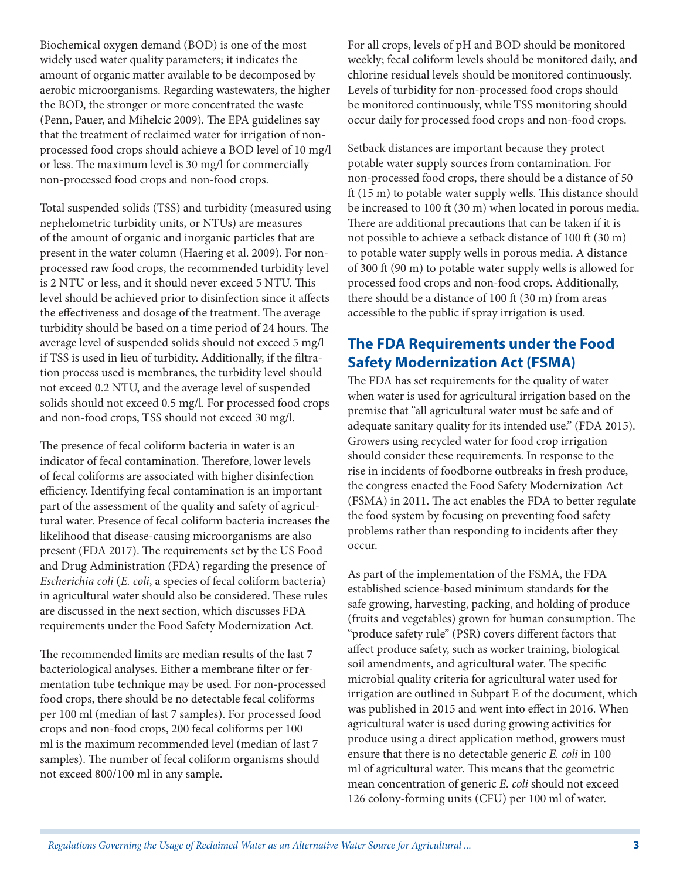Biochemical oxygen demand (BOD) is one of the most widely used water quality parameters; it indicates the amount of organic matter available to be decomposed by aerobic microorganisms. Regarding wastewaters, the higher the BOD, the stronger or more concentrated the waste (Penn, Pauer, and Mihelcic 2009). The EPA guidelines say that the treatment of reclaimed water for irrigation of non-processed food crops should achieve a BOD level of 10 mg/l or less. The maximum level is 30 mg/l for commercially non-processed food crops and non-food crops.

Total suspended solids (TSS) and turbidity (measured using nephelometric turbidity units, or NTUs) are measures of the amount of organic and inorganic particles that are present in the water column (Haering et al. 2009). For non-processed raw food crops, the recommended turbidity level is 2 NTU or less, and it should never exceed 5 NTU. This level should be achieved prior to disinfection since it affects the effectiveness and dosage of the treatment. The average turbidity should be based on a time period of 24 hours. The average level of suspended solids should not exceed 5 mg/l if TSS is used in lieu of turbidity. Additionally, if the filtration process used is membranes, the turbidity level should not exceed 0.2 NTU, and the average level of suspended solids should not exceed 0.5 mg/l. For processed food crops and non-food crops, TSS should not exceed 30 mg/l.

The presence of fecal coliform bacteria in water is an indicator of fecal contamination. Therefore, lower levels of fecal coliforms are associated with higher disinfection efficiency. Identifying fecal contamination is an important part of the assessment of the quality and safety of agricultural water. Presence of fecal coliform bacteria increases the likelihood that disease-causing microorganisms are also present (FDA 2017). The requirements set by the US Food and Drug Administration (FDA) regarding the presence of *Escherichia coli* (*E. coli*, a species of fecal coliform bacteria) in agricultural water should also be considered. These rules are discussed in the next section, which discusses FDA requirements under the Food Safety Modernization Act.

The recommended limits are median results of the last 7 bacteriological analyses. Either a membrane filter or fermentation tube technique may be used. For non-processed food crops, there should be no detectable fecal coliforms per 100 ml (median of last 7 samples). For processed food crops and non-food crops, 200 fecal coliforms per 100 ml is the maximum recommended level (median of last 7 samples). The number of fecal coliform organisms should not exceed 800/100 ml in any sample.

For all crops, levels of pH and BOD should be monitored weekly; fecal coliform levels should be monitored daily, and chlorine residual levels should be monitored continuously. Levels of turbidity for non-processed food crops should be monitored continuously, while TSS monitoring should occur daily for processed food crops and non-food crops.

Setback distances are important because they protect potable water supply sources from contamination. For non-processed food crops, there should be a distance of 50 ft (15 m) to potable water supply wells. This distance should be increased to 100 ft (30 m) when located in porous media. There are additional precautions that can be taken if it is not possible to achieve a setback distance of 100 ft (30 m) to potable water supply wells in porous media. A distance of 300 ft (90 m) to potable water supply wells is allowed for processed food crops and non-food crops. Additionally, there should be a distance of 100 ft (30 m) from areas accessible to the public if spray irrigation is used.

## The FDA Requirements under the Food Safety Modernization Act (FSMA)

The FDA has set requirements for the quality of water when water is used for agricultural irrigation based on the premise that "all agricultural water must be safe and of adequate sanitary quality for its intended use." (FDA 2015). Growers using recycled water for food crop irrigation should consider these requirements. In response to the rise in incidents of foodborne outbreaks in fresh produce, the congress enacted the Food Safety Modernization Act (FSMA) in 2011. The act enables the FDA to better regulate the food system by focusing on preventing food safety problems rather than responding to incidents after they occur.

As part of the implementation of the FSMA, the FDA established science-based minimum standards for the safe growing, harvesting, packing, and holding of produce (fruits and vegetables) grown for human consumption. The "produce safety rule" (PSR) covers different factors that affect produce safety, such as worker training, biological soil amendments, and agricultural water. The specific microbial quality criteria for agricultural water used for irrigation are outlined in Subpart E of the document, which was published in 2015 and went into effect in 2016. When agricultural water is used during growing activities for produce using a direct application method, growers must ensure that there is no detectable generic *E. coli* in 100 ml of agricultural water. This means that the geometric mean concentration of generic *E. coli* should not exceed 126 colony-forming units (CFU) per 100 ml of water.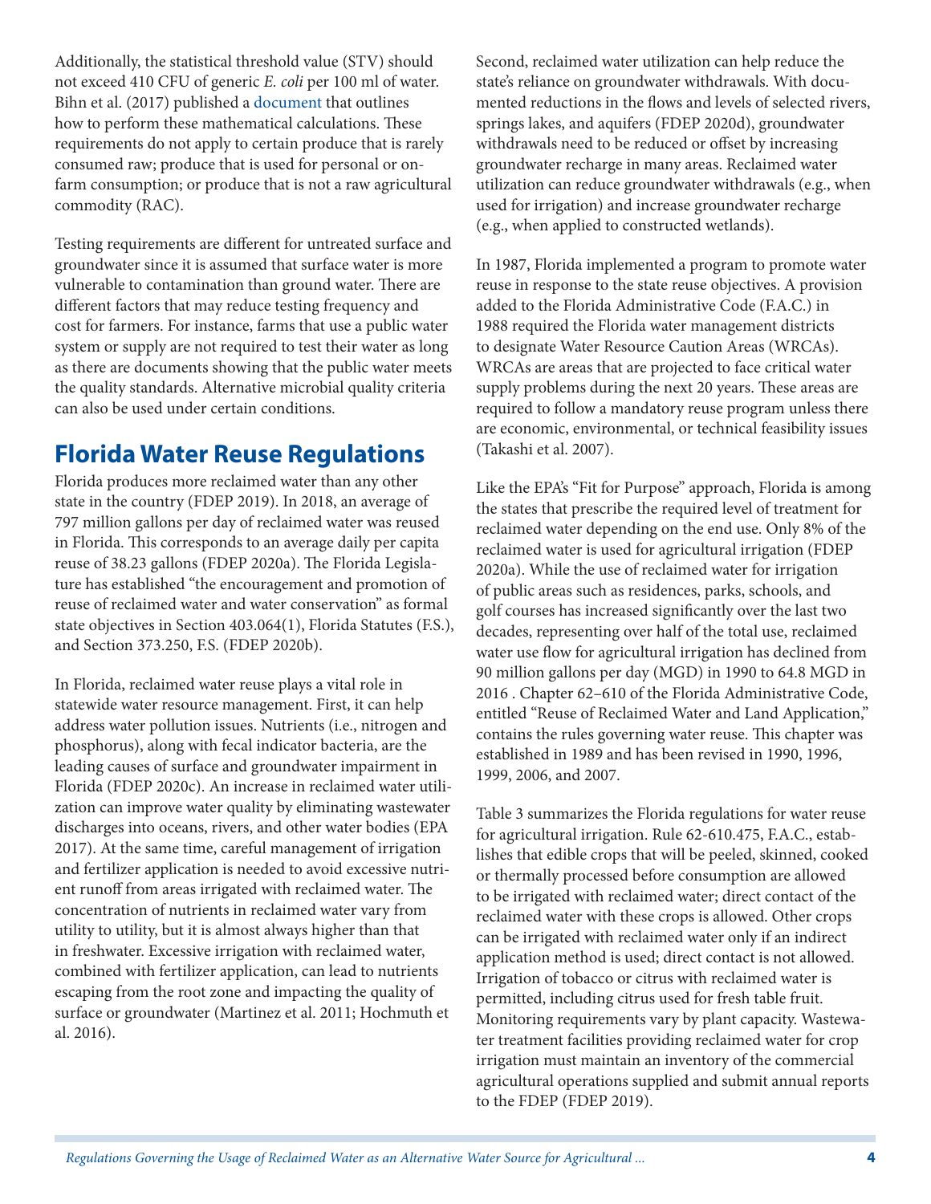Additionally, the statistical threshold value (STV) should not exceed 410 CFU of generic *E. coli* per 100 ml of water. Bihn et al. (2017) published a document that outlines how to perform these mathematical calculations. These requirements do not apply to certain produce that is rarely consumed raw; produce that is used for personal or on-farm consumption; or produce that is not a raw agricultural commodity (RAC).

Testing requirements are different for untreated surface and groundwater since it is assumed that surface water is more vulnerable to contamination than ground water. There are different factors that may reduce testing frequency and cost for farmers. For instance, farms that use a public water system or supply are not required to test their water as long as there are documents showing that the public water meets the quality standards. Alternative microbial quality criteria can also be used under certain conditions.

## Florida Water Reuse Regulations

Florida produces more reclaimed water than any other state in the country (FDEP 2019). In 2018, an average of 797 million gallons per day of reclaimed water was reused in Florida. This corresponds to an average daily per capita reuse of 38.23 gallons (FDEP 2020a). The Florida Legislature has established "the encouragement and promotion of reuse of reclaimed water and water conservation" as formal state objectives in Section 403.064(1), Florida Statutes (F.S.), and Section 373.250, F.S. (FDEP 2020b).

In Florida, reclaimed water reuse plays a vital role in statewide water resource management. First, it can help address water pollution issues. Nutrients (i.e., nitrogen and phosphorus), along with fecal indicator bacteria, are the leading causes of surface and groundwater impairment in Florida (FDEP 2020c). An increase in reclaimed water utilization can improve water quality by eliminating wastewater discharges into oceans, rivers, and other water bodies (EPA 2017). At the same time, careful management of irrigation and fertilizer application is needed to avoid excessive nutrient runoff from areas irrigated with reclaimed water. The concentration of nutrients in reclaimed water vary from utility to utility, but it is almost always higher than that in freshwater. Excessive irrigation with reclaimed water, combined with fertilizer application, can lead to nutrients escaping from the root zone and impacting the quality of surface or groundwater (Martinez et al. 2011; Hochmuth et al. 2016).

Second, reclaimed water utilization can help reduce the state's reliance on groundwater withdrawals. With documented reductions in the flows and levels of selected rivers, springs lakes, and aquifers (FDEP 2020d), groundwater withdrawals need to be reduced or offset by increasing groundwater recharge in many areas. Reclaimed water utilization can reduce groundwater withdrawals (e.g., when used for irrigation) and increase groundwater recharge (e.g., when applied to constructed wetlands).

In 1987, Florida implemented a program to promote water reuse in response to the state reuse objectives. A provision added to the Florida Administrative Code (F.A.C.) in 1988 required the Florida water management districts to designate Water Resource Caution Areas (WRCAs). WRCAs are areas that are projected to face critical water supply problems during the next 20 years. These areas are required to follow a mandatory reuse program unless there are economic, environmental, or technical feasibility issues (Takashi et al. 2007).

Like the EPA's "Fit for Purpose" approach, Florida is among the states that prescribe the required level of treatment for reclaimed water depending on the end use. Only 8% of the reclaimed water is used for agricultural irrigation (FDEP 2020a). While the use of reclaimed water for irrigation of public areas such as residences, parks, schools, and golf courses has increased significantly over the last two decades, representing over half of the total use, reclaimed water use flow for agricultural irrigation has declined from 90 million gallons per day (MGD) in 1990 to 64.8 MGD in 2016 . Chapter 62–610 of the Florida Administrative Code, entitled "Reuse of Reclaimed Water and Land Application," contains the rules governing water reuse. This chapter was established in 1989 and has been revised in 1990, 1996, 1999, 2006, and 2007.

Table 3 summarizes the Florida regulations for water reuse for agricultural irrigation. Rule 62-610.475, F.A.C., establishes that edible crops that will be peeled, skinned, cooked or thermally processed before consumption are allowed to be irrigated with reclaimed water; direct contact of the reclaimed water with these crops is allowed. Other crops can be irrigated with reclaimed water only if an indirect application method is used; direct contact is not allowed. Irrigation of tobacco or citrus with reclaimed water is permitted, including citrus used for fresh table fruit. Monitoring requirements vary by plant capacity. Wastewater treatment facilities providing reclaimed water for crop irrigation must maintain an inventory of the commercial agricultural operations supplied and submit annual reports to the FDEP (FDEP 2019).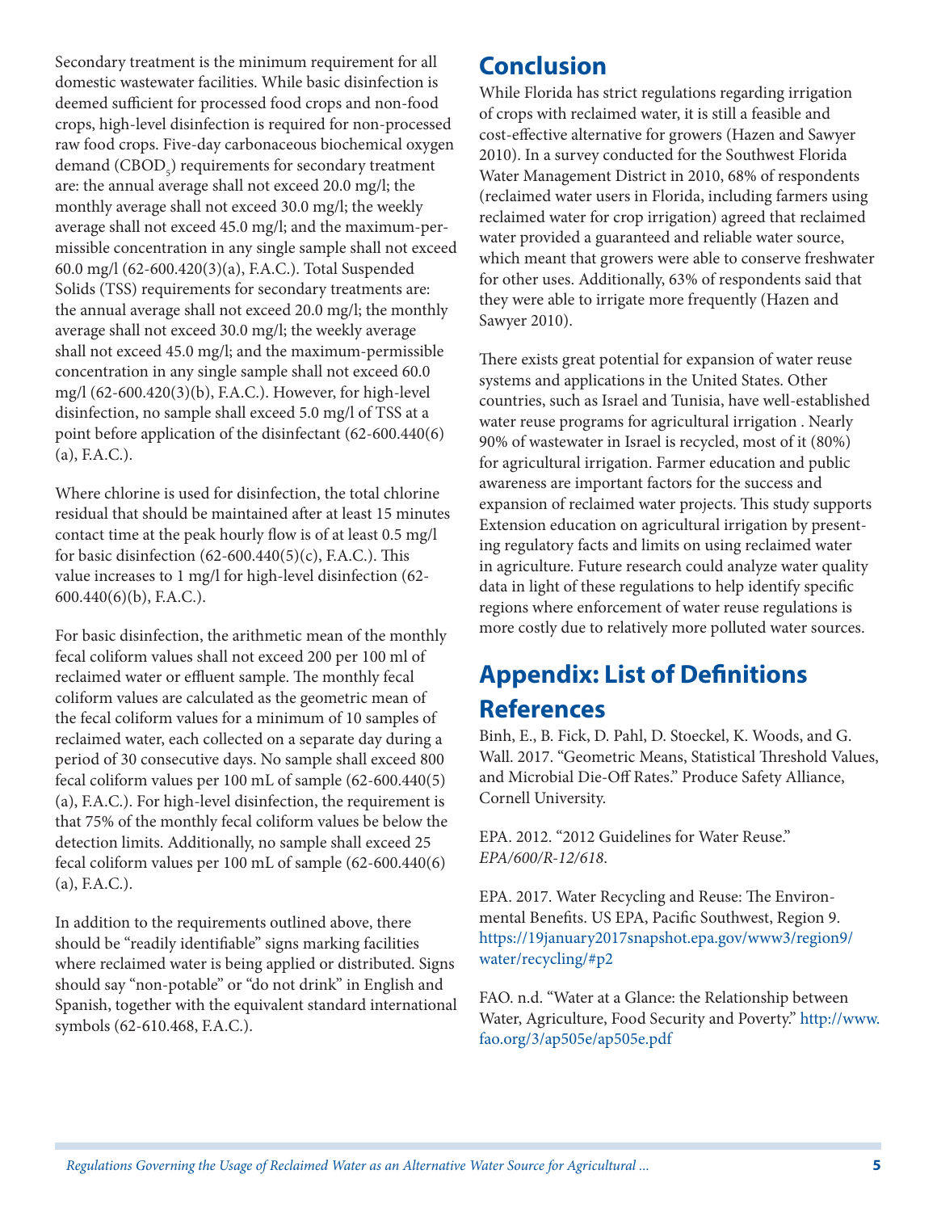Secondary treatment is the minimum requirement for all domestic wastewater facilities. While basic disinfection is deemed sufficient for processed food crops and non-food crops, high-level disinfection is required for non-processed raw food crops. Five-day carbonaceous biochemical oxygen demand ($CBOD_5$) requirements for secondary treatment are: the annual average shall not exceed 20.0 mg/l; the monthly average shall not exceed 30.0 mg/l; the weekly average shall not exceed 45.0 mg/l; and the maximum-permissible concentration in any single sample shall not exceed 60.0 mg/l (62-600.420(3)(a), F.A.C.). Total Suspended Solids (TSS) requirements for secondary treatments are: the annual average shall not exceed 20.0 mg/l; the monthly average shall not exceed 30.0 mg/l; the weekly average shall not exceed 45.0 mg/l; and the maximum-permissible concentration in any single sample shall not exceed 60.0 mg/l (62-600.420(3)(b), F.A.C.). However, for high-level disinfection, no sample shall exceed 5.0 mg/l of TSS at a point before application of the disinfectant (62-600.440(6)(a), F.A.C.).

Where chlorine is used for disinfection, the total chlorine residual that should be maintained after at least 15 minutes contact time at the peak hourly flow is of at least 0.5 mg/l for basic disinfection (62-600.440(5)(c), F.A.C.). This value increases to 1 mg/l for high-level disinfection (62-600.440(6)(b), F.A.C.).

For basic disinfection, the arithmetic mean of the monthly fecal coliform values shall not exceed 200 per 100 ml of reclaimed water or effluent sample. The monthly fecal coliform values are calculated as the geometric mean of the fecal coliform values for a minimum of 10 samples of reclaimed water, each collected on a separate day during a period of 30 consecutive days. No sample shall exceed 800 fecal coliform values per 100 mL of sample (62-600.440(5)(a), F.A.C.). For high-level disinfection, the requirement is that 75% of the monthly fecal coliform values be below the detection limits. Additionally, no sample shall exceed 25 fecal coliform values per 100 mL of sample (62-600.440(6)(a), F.A.C.).

In addition to the requirements outlined above, there should be "readily identifiable" signs marking facilities where reclaimed water is being applied or distributed. Signs should say "non-potable" or "do not drink" in English and Spanish, together with the equivalent standard international symbols (62-610.468, F.A.C.).

## Conclusion

While Florida has strict regulations regarding irrigation of crops with reclaimed water, it is still a feasible and cost-effective alternative for growers (Hazen and Sawyer 2010). In a survey conducted for the Southwest Florida Water Management District in 2010, 68% of respondents (reclaimed water users in Florida, including farmers using reclaimed water for crop irrigation) agreed that reclaimed water provided a guaranteed and reliable water source, which meant that growers were able to conserve freshwater for other uses. Additionally, 63% of respondents said that they were able to irrigate more frequently (Hazen and Sawyer 2010).

There exists great potential for expansion of water reuse systems and applications in the United States. Other countries, such as Israel and Tunisia, have well-established water reuse programs for agricultural irrigation . Nearly 90% of wastewater in Israel is recycled, most of it (80%) for agricultural irrigation. Farmer education and public awareness are important factors for the success and expansion of reclaimed water projects. This study supports Extension education on agricultural irrigation by presenting regulatory facts and limits on using reclaimed water in agriculture. Future research could analyze water quality data in light of these regulations to help identify specific regions where enforcement of water reuse regulations is more costly due to relatively more polluted water sources.

## Appendix: List of Definitions

## References

Binh, E., B. Fick, D. Pahl, D. Stoeckel, K. Woods, and G. Wall. 2017. "Geometric Means, Statistical Threshold Values, and Microbial Die-Off Rates." Produce Safety Alliance, Cornell University.

EPA. 2012. "2012 Guidelines for Water Reuse." *EPA/600/R-12/618*.

EPA. 2017. Water Recycling and Reuse: The Environmental Benefits. US EPA, Pacific Southwest, Region 9. https://19january2017snapshot.epa.gov/www3/region9/water/recycling/#p2

FAO. n.d. "Water at a Glance: the Relationship between Water, Agriculture, Food Security and Poverty." http://www.fao.org/3/ap505e/ap505e.pdf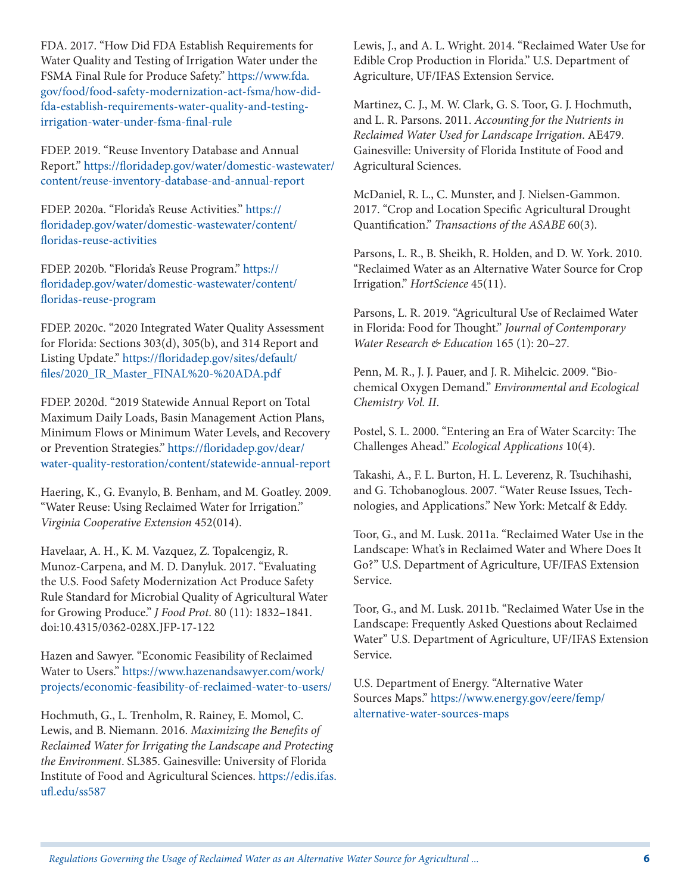FDA. 2017. "How Did FDA Establish Requirements for Water Quality and Testing of Irrigation Water under the FSMA Final Rule for Produce Safety." https://www.fda.gov/food/food-safety-modernization-act-fsma/how-did-fda-establish-requirements-water-quality-and-testing-irrigation-water-under-fsma-final-rule

FDEP. 2019. "Reuse Inventory Database and Annual Report." https://floridadep.gov/water/domestic-wastewater/content/reuse-inventory-database-and-annual-report

FDEP. 2020a. "Florida's Reuse Activities." https://floridadep.gov/water/domestic-wastewater/content/floridas-reuse-activities

FDEP. 2020b. "Florida's Reuse Program." https://floridadep.gov/water/domestic-wastewater/content/floridas-reuse-program

FDEP. 2020c. "2020 Integrated Water Quality Assessment for Florida: Sections 303(d), 305(b), and 314 Report and Listing Update." https://floridadep.gov/sites/default/files/2020_IR_Master_FINAL%20-%20ADA.pdf

FDEP. 2020d. "2019 Statewide Annual Report on Total Maximum Daily Loads, Basin Management Action Plans, Minimum Flows or Minimum Water Levels, and Recovery or Prevention Strategies." https://floridadep.gov/dear/water-quality-restoration/content/statewide-annual-report

Haering, K., G. Evanylo, B. Benham, and M. Goatley. 2009. "Water Reuse: Using Reclaimed Water for Irrigation." *Virginia Cooperative Extension* 452(014).

Havelaar, A. H., K. M. Vazquez, Z. Topalcengiz, R. Munoz-Carpena, and M. D. Danyluk. 2017. "Evaluating the U.S. Food Safety Modernization Act Produce Safety Rule Standard for Microbial Quality of Agricultural Water for Growing Produce." *J Food Prot*. 80 (11): 1832–1841. doi:10.4315/0362-028X.JFP-17-122

Hazen and Sawyer. "Economic Feasibility of Reclaimed Water to Users." https://www.hazenandsawyer.com/work/projects/economic-feasibility-of-reclaimed-water-to-users/

Hochmuth, G., L. Trenholm, R. Rainey, E. Momol, C. Lewis, and B. Niemann. 2016. *Maximizing the Benefits of Reclaimed Water for Irrigating the Landscape and Protecting the Environment*. SL385. Gainesville: University of Florida Institute of Food and Agricultural Sciences. https://edis.ifas.ufl.edu/ss587

Lewis, J., and A. L. Wright. 2014. "Reclaimed Water Use for Edible Crop Production in Florida." U.S. Department of Agriculture, UF/IFAS Extension Service.

Martinez, C. J., M. W. Clark, G. S. Toor, G. J. Hochmuth, and L. R. Parsons. 2011. *Accounting for the Nutrients in Reclaimed Water Used for Landscape Irrigation*. AE479. Gainesville: University of Florida Institute of Food and Agricultural Sciences.

McDaniel, R. L., C. Munster, and J. Nielsen-Gammon. 2017. "Crop and Location Specific Agricultural Drought Quantification." *Transactions of the ASABE* 60(3).

Parsons, L. R., B. Sheikh, R. Holden, and D. W. York. 2010. "Reclaimed Water as an Alternative Water Source for Crop Irrigation." *HortScience* 45(11).

Parsons, L. R. 2019. "Agricultural Use of Reclaimed Water in Florida: Food for Thought." *Journal of Contemporary Water Research & Education* 165 (1): 20–27.

Penn, M. R., J. J. Pauer, and J. R. Mihelcic. 2009. "Biochemical Oxygen Demand." *Environmental and Ecological Chemistry Vol. II*.

Postel, S. L. 2000. "Entering an Era of Water Scarcity: The Challenges Ahead." *Ecological Applications* 10(4).

Takashi, A., F. L. Burton, H. L. Leverenz, R. Tsuchihashi, and G. Tchobanoglous. 2007. "Water Reuse Issues, Technologies, and Applications." New York: Metcalf & Eddy.

Toor, G., and M. Lusk. 2011a. "Reclaimed Water Use in the Landscape: What's in Reclaimed Water and Where Does It Go?" U.S. Department of Agriculture, UF/IFAS Extension Service.

Toor, G., and M. Lusk. 2011b. "Reclaimed Water Use in the Landscape: Frequently Asked Questions about Reclaimed Water" U.S. Department of Agriculture, UF/IFAS Extension Service.

U.S. Department of Energy. "Alternative Water Sources Maps." https://www.energy.gov/eere/femp/alternative-water-sources-maps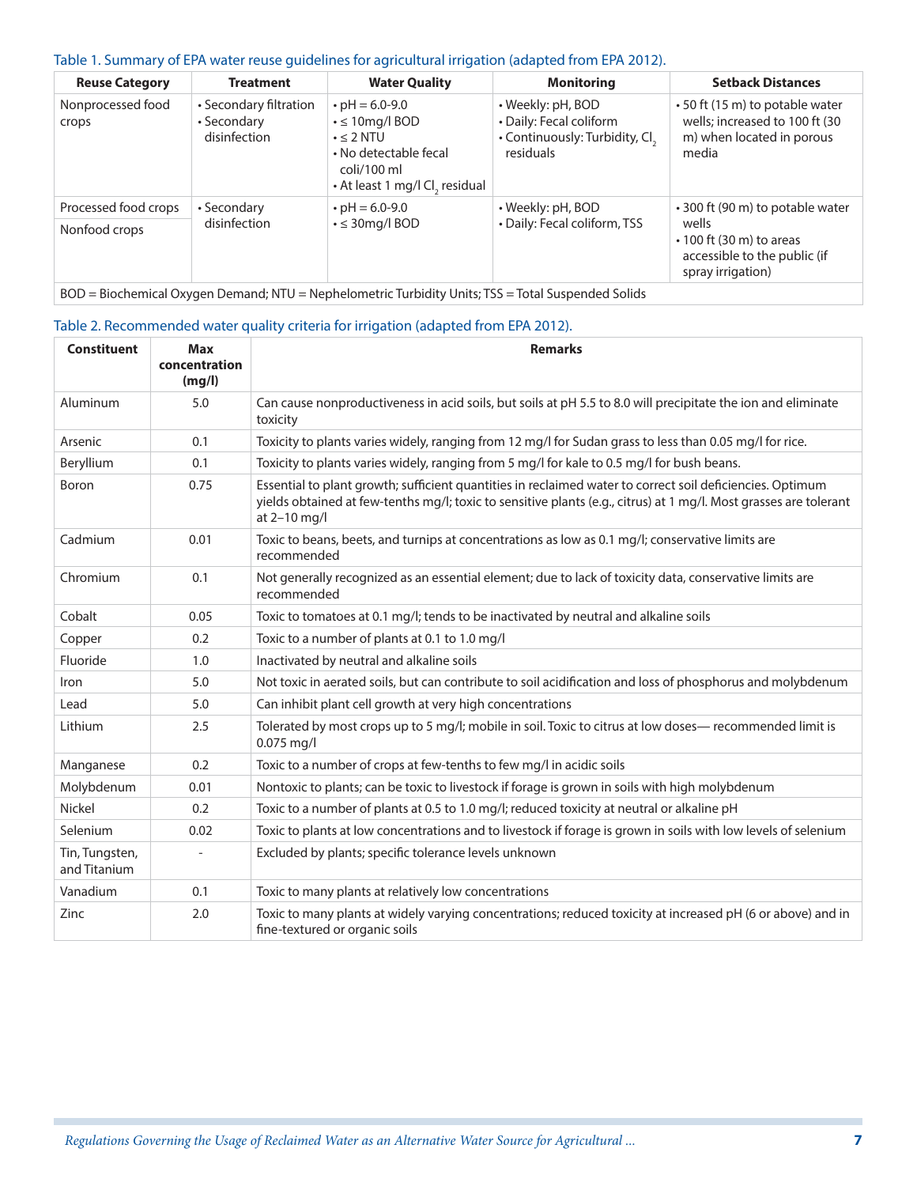Table 1. Summary of EPA water reuse guidelines for agricultural irrigation (adapted from EPA 2012).

| Reuse Category | Treatment | Water Quality | Monitoring | Setback Distances |
|---|---|---|---|---|
| Nonprocessed food crops | • Secondary filtration<br>• Secondary disinfection | • pH = 6.0-9.0<br>• ≤ 10mg/l BOD<br>• ≤ 2 NTU<br>• No detectable fecal coli/100 ml<br>• At least 1 mg/l $Cl_2$ residual | • Weekly: pH, BOD<br>• Daily: Fecal coliform<br>• Continuously: Turbidity, $Cl_2$ residuals | • 50 ft (15 m) to potable water wells; increased to 100 ft (30 m) when located in porous media |
| Processed food crops<br>Nonfood crops | • Secondary disinfection | • pH = 6.0-9.0<br>• ≤ 30mg/l BOD | • Weekly: pH, BOD<br>• Daily: Fecal coliform, TSS | • 300 ft (90 m) to potable water wells<br>• 100 ft (30 m) to areas accessible to the public (if spray irrigation) |

BOD = Biochemical Oxygen Demand; NTU = Nephelometric Turbidity Units; TSS = Total Suspended Solids

Table 2. Recommended water quality criteria for irrigation (adapted from EPA 2012).

| Constituent | Max concentration (mg/l) | Remarks |
|---|---|---|
| Aluminum | 5.0 | Can cause nonproductiveness in acid soils, but soils at pH 5.5 to 8.0 will precipitate the ion and eliminate toxicity |
| Arsenic | 0.1 | Toxicity to plants varies widely, ranging from 12 mg/l for Sudan grass to less than 0.05 mg/l for rice. |
| Beryllium | 0.1 | Toxicity to plants varies widely, ranging from 5 mg/l for kale to 0.5 mg/l for bush beans. |
| Boron | 0.75 | Essential to plant growth; sufficient quantities in reclaimed water to correct soil deficiencies. Optimum yields obtained at few-tenths mg/l; toxic to sensitive plants (e.g., citrus) at 1 mg/l. Most grasses are tolerant at 2–10 mg/l |
| Cadmium | 0.01 | Toxic to beans, beets, and turnips at concentrations as low as 0.1 mg/l; conservative limits are recommended |
| Chromium | 0.1 | Not generally recognized as an essential element; due to lack of toxicity data, conservative limits are recommended |
| Cobalt | 0.05 | Toxic to tomatoes at 0.1 mg/l; tends to be inactivated by neutral and alkaline soils |
| Copper | 0.2 | Toxic to a number of plants at 0.1 to 1.0 mg/l |
| Fluoride | 1.0 | Inactivated by neutral and alkaline soils |
| Iron | 5.0 | Not toxic in aerated soils, but can contribute to soil acidification and loss of phosphorus and molybdenum |
| Lead | 5.0 | Can inhibit plant cell growth at very high concentrations |
| Lithium | 2.5 | Tolerated by most crops up to 5 mg/l; mobile in soil. Toxic to citrus at low doses— recommended limit is 0.075 mg/l |
| Manganese | 0.2 | Toxic to a number of crops at few-tenths to few mg/l in acidic soils |
| Molybdenum | 0.01 | Nontoxic to plants; can be toxic to livestock if forage is grown in soils with high molybdenum |
| Nickel | 0.2 | Toxic to a number of plants at 0.5 to 1.0 mg/l; reduced toxicity at neutral or alkaline pH |
| Selenium | 0.02 | Toxic to plants at low concentrations and to livestock if forage is grown in soils with low levels of selenium |
| Tin, Tungsten, and Titanium | - | Excluded by plants; specific tolerance levels unknown |
| Vanadium | 0.1 | Toxic to many plants at relatively low concentrations |
| Zinc | 2.0 | Toxic to many plants at widely varying concentrations; reduced toxicity at increased pH (6 or above) and in fine-textured or organic soils |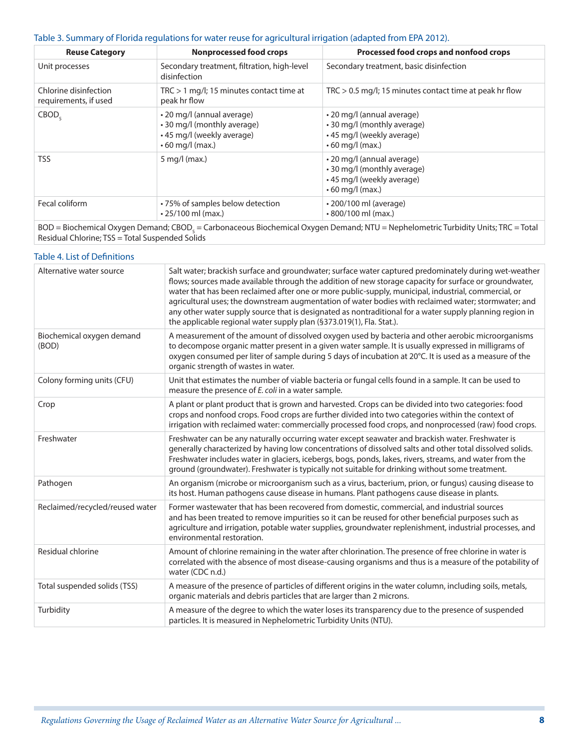Table 3. Summary of Florida regulations for water reuse for agricultural irrigation (adapted from EPA 2012).

| Reuse Category | Nonprocessed food crops | Processed food crops and nonfood crops |
|---|---|---|
| Unit processes | Secondary treatment, filtration, high-level disinfection | Secondary treatment, basic disinfection |
| Chlorine disinfection requirements, if used | TRC > 1 mg/l; 15 minutes contact time at peak hr flow | TRC > 0.5 mg/l; 15 minutes contact time at peak hr flow |
| $CBOD_5$ | • 20 mg/l (annual average)<br>• 30 mg/l (monthly average)<br>• 45 mg/l (weekly average)<br>• 60 mg/l (max.) | • 20 mg/l (annual average)<br>• 30 mg/l (monthly average)<br>• 45 mg/l (weekly average)<br>• 60 mg/l (max.) |
| TSS | 5 mg/l (max.) | • 20 mg/l (annual average)<br>• 30 mg/l (monthly average)<br>• 45 mg/l (weekly average)<br>• 60 mg/l (max.) |
| Fecal coliform | • 75% of samples below detection<br>• 25/100 ml (max.) | • 200/100 ml (average)<br>• 800/100 ml (max.) |

BOD = Biochemical Oxygen Demand; $CBOD_5$ = Carbonaceous Biochemical Oxygen Demand; NTU = Nephelometric Turbidity Units; TRC = Total Residual Chlorine; TSS = Total Suspended Solids

Table 4. List of Definitions

| | |
|---|---|
| Alternative water source | Salt water; brackish surface and groundwater; surface water captured predominately during wet-weather flows; sources made available through the addition of new storage capacity for surface or groundwater, water that has been reclaimed after one or more public-supply, municipal, industrial, commercial, or agricultural uses; the downstream augmentation of water bodies with reclaimed water; stormwater; and any other water supply source that is designated as nontraditional for a water supply planning region in the applicable regional water supply plan (§373.019(1), Fla. Stat.). |
| Biochemical oxygen demand (BOD) | A measurement of the amount of dissolved oxygen used by bacteria and other aerobic microorganisms to decompose organic matter present in a given water sample. It is usually expressed in milligrams of oxygen consumed per liter of sample during 5 days of incubation at 20°C. It is used as a measure of the organic strength of wastes in water. |
| Colony forming units (CFU) | Unit that estimates the number of viable bacteria or fungal cells found in a sample. It can be used to measure the presence of *E. coli* in a water sample. |
| Crop | A plant or plant product that is grown and harvested. Crops can be divided into two categories: food crops and nonfood crops. Food crops are further divided into two categories within the context of irrigation with reclaimed water: commercially processed food crops, and nonprocessed (raw) food crops. |
| Freshwater | Freshwater can be any naturally occurring water except seawater and brackish water. Freshwater is generally characterized by having low concentrations of dissolved salts and other total dissolved solids. Freshwater includes water in glaciers, icebergs, bogs, ponds, lakes, rivers, streams, and water from the ground (groundwater). Freshwater is typically not suitable for drinking without some treatment. |
| Pathogen | An organism (microbe or microorganism such as a virus, bacterium, prion, or fungus) causing disease to its host. Human pathogens cause disease in humans. Plant pathogens cause disease in plants. |
| Reclaimed/recycled/reused water | Former wastewater that has been recovered from domestic, commercial, and industrial sources and has been treated to remove impurities so it can be reused for other beneficial purposes such as agriculture and irrigation, potable water supplies, groundwater replenishment, industrial processes, and environmental restoration. |
| Residual chlorine | Amount of chlorine remaining in the water after chlorination. The presence of free chlorine in water is correlated with the absence of most disease-causing organisms and thus is a measure of the potability of water (CDC n.d.) |
| Total suspended solids (TSS) | A measure of the presence of particles of different origins in the water column, including soils, metals, organic materials and debris particles that are larger than 2 microns. |
| Turbidity | A measure of the degree to which the water loses its transparency due to the presence of suspended particles. It is measured in Nephelometric Turbidity Units (NTU). |